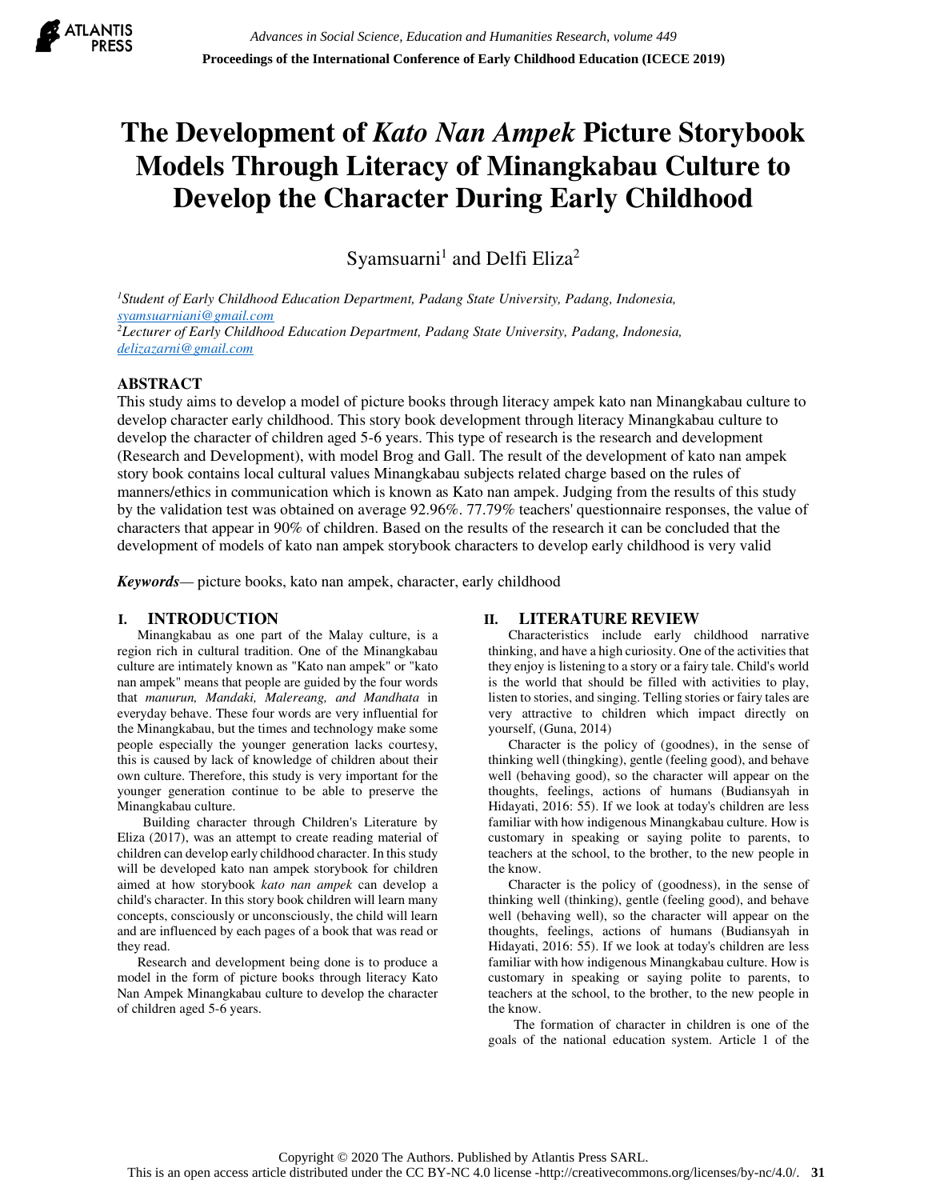// Omit header: Atlantis Press, Advances in Social Science..., Proceedings... These are running headers. Copyright footer likely also omitted? It's a footer on first page; it's page-specific, but it's metadata. I'll omit page number, keep copyright? Rules say omit journal metadata. I'll omit.

# The Development of *Kato Nan Ampek* Picture Storybook Models Through Literacy of Minangkabau Culture to Develop the Character During Early Childhood

Syamsuarni[1] and Delfi Eliza[2]

[1]*Student of Early Childhood Education Department, Padang State University, Padang, Indonesia, syamsuarniani@gmail.com*
[2]*Lecturer of Early Childhood Education Department, Padang State University, Padang, Indonesia, delizazarni@gmail.com*

## ABSTRACT

This study aims to develop a model of picture books through literacy ampek kato nan Minangkabau culture to develop character early childhood. This story book development through literacy Minangkabau culture to develop the character of children aged 5-6 years. This type of research is the research and development (Research and Development), with model Brog and Gall. The result of the development of kato nan ampek story book contains local cultural values Minangkabau subjects related charge based on the rules of manners/ethics in communication which is known as Kato nan ampek. Judging from the results of this study by the validation test was obtained on average 92.96%. 77.79% teachers' questionnaire responses, the value of characters that appear in 90% of children. Based on the results of the research it can be concluded that the development of models of kato nan ampek storybook characters to develop early childhood is very valid

***Keywords***— picture books, kato nan ampek, character, early childhood

## I. INTRODUCTION

Minangkabau as one part of the Malay culture, is a region rich in cultural tradition. One of the Minangkabau culture are intimately known as "Kato nan ampek" or "kato nan ampek" means that people are guided by the four words that *manurun, Mandaki, Malereang, and Mandhata* in everyday behave. These four words are very influential for the Minangkabau, but the times and technology make some people especially the younger generation lacks courtesy, this is caused by lack of knowledge of children about their own culture. Therefore, this study is very important for the younger generation continue to be able to preserve the Minangkabau culture.

Building character through Children's Literature by Eliza (2017), was an attempt to create reading material of children can develop early childhood character. In this study will be developed kato nan ampek storybook for children aimed at how storybook *kato nan ampek* can develop a child's character. In this story book children will learn many concepts, consciously or unconsciously, the child will learn and are influenced by each pages of a book that was read or they read.

Research and development being done is to produce a model in the form of picture books through literacy Kato Nan Ampek Minangkabau culture to develop the character of children aged 5-6 years.

## II. LITERATURE REVIEW

Characteristics include early childhood narrative thinking, and have a high curiosity. One of the activities that they enjoy is listening to a story or a fairy tale. Child's world is the world that should be filled with activities to play, listen to stories, and singing. Telling stories or fairy tales are very attractive to children which impact directly on yourself, (Guna, 2014)

Character is the policy of (goodnes), in the sense of thinking well (thingking), gentle (feeling good), and behave well (behaving good), so the character will appear on the thoughts, feelings, actions of humans (Budiansyah in Hidayati, 2016: 55). If we look at today's children are less familiar with how indigenous Minangkabau culture. How is customary in speaking or saying polite to parents, to teachers at the school, to the brother, to the new people in the know.

Character is the policy of (goodness), in the sense of thinking well (thinking), gentle (feeling good), and behave well (behaving well), so the character will appear on the thoughts, feelings, actions of humans (Budiansyah in Hidayati, 2016: 55). If we look at today's children are less familiar with how indigenous Minangkabau culture. How is customary in speaking or saying polite to parents, to teachers at the school, to the brother, to the new people in the know.

The formation of character in children is one of the goals of the national education system. Article 1 of the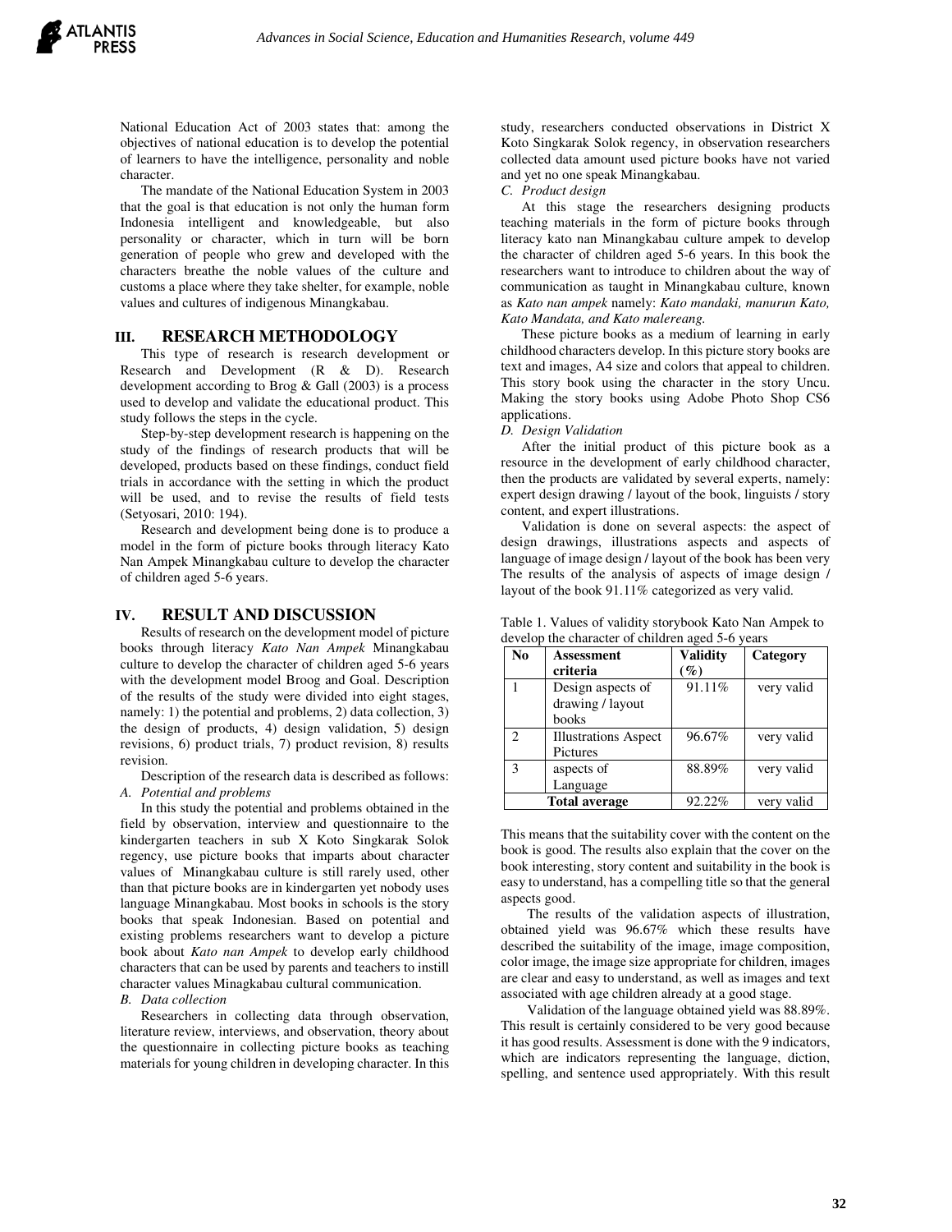National Education Act of 2003 states that: among the objectives of national education is to develop the potential of learners to have the intelligence, personality and noble character.

The mandate of the National Education System in 2003 that the goal is that education is not only the human form Indonesia intelligent and knowledgeable, but also personality or character, which in turn will be born generation of people who grew and developed with the characters breathe the noble values of the culture and customs a place where they take shelter, for example, noble values and cultures of indigenous Minangkabau.

## III. RESEARCH METHODOLOGY

This type of research is research development or Research and Development (R & D). Research development according to Brog & Gall (2003) is a process used to develop and validate the educational product. This study follows the steps in the cycle.

Step-by-step development research is happening on the study of the findings of research products that will be developed, products based on these findings, conduct field trials in accordance with the setting in which the product will be used, and to revise the results of field tests (Setyosari, 2010: 194).

Research and development being done is to produce a model in the form of picture books through literacy Kato Nan Ampek Minangkabau culture to develop the character of children aged 5-6 years.

## IV. RESULT AND DISCUSSION

Results of research on the development model of picture books through literacy *Kato Nan Ampek* Minangkabau culture to develop the character of children aged 5-6 years with the development model Broog and Goal. Description of the results of the study were divided into eight stages, namely: 1) the potential and problems, 2) data collection, 3) the design of products, 4) design validation, 5) design revisions, 6) product trials, 7) product revision, 8) results revision.

Description of the research data is described as follows:

*A. Potential and problems*

In this study the potential and problems obtained in the field by observation, interview and questionnaire to the kindergarten teachers in sub X Koto Singkarak Solok regency, use picture books that imparts about character values of Minangkabau culture is still rarely used, other than that picture books are in kindergarten yet nobody uses language Minangkabau. Most books in schools is the story books that speak Indonesian. Based on potential and existing problems researchers want to develop a picture book about *Kato nan Ampek* to develop early childhood characters that can be used by parents and teachers to instill character values Minagkabau cultural communication.

*B. Data collection*

Researchers in collecting data through observation, literature review, interviews, and observation, theory about the questionnaire in collecting picture books as teaching materials for young children in developing character. In this study, researchers conducted observations in District X Koto Singkarak Solok regency, in observation researchers collected data amount used picture books have not varied and yet no one speak Minangkabau.

*C. Product design*

At this stage the researchers designing products teaching materials in the form of picture books through literacy kato nan Minangkabau culture ampek to develop the character of children aged 5-6 years. In this book the researchers want to introduce to children about the way of communication as taught in Minangkabau culture, known as *Kato nan ampek* namely: *Kato mandaki, manurun Kato, Kato Mandata, and Kato malereang.*

These picture books as a medium of learning in early childhood characters develop. In this picture story books are text and images, A4 size and colors that appeal to children. This story book using the character in the story Uncu. Making the story books using Adobe Photo Shop CS6 applications.

*D. Design Validation*

After the initial product of this picture book as a resource in the development of early childhood character, then the products are validated by several experts, namely: expert design drawing / layout of the book, linguists / story content, and expert illustrations.

Validation is done on several aspects: the aspect of design drawings, illustrations aspects and aspects of language of image design / layout of the book has been very The results of the analysis of aspects of image design / layout of the book 91.11% categorized as very valid.

Table 1. Values of validity storybook Kato Nan Ampek to develop the character of children aged 5-6 years

| No | Assessment criteria | Validity (%) | Category |
|---|---|---|---|
| 1 | Design aspects of drawing / layout books | 91.11% | very valid |
| 2 | Illustrations Aspect Pictures | 96.67% | very valid |
| 3 | aspects of Language | 88.89% | very valid |
| Total average | | 92.22% | very valid |

This means that the suitability cover with the content on the book is good. The results also explain that the cover on the book interesting, story content and suitability in the book is easy to understand, has a compelling title so that the general aspects good.

The results of the validation aspects of illustration, obtained yield was 96.67% which these results have described the suitability of the image, image composition, color image, the image size appropriate for children, images are clear and easy to understand, as well as images and text associated with age children already at a good stage.

Validation of the language obtained yield was 88.89%. This result is certainly considered to be very good because it has good results. Assessment is done with the 9 indicators, which are indicators representing the language, diction, spelling, and sentence used appropriately. With this result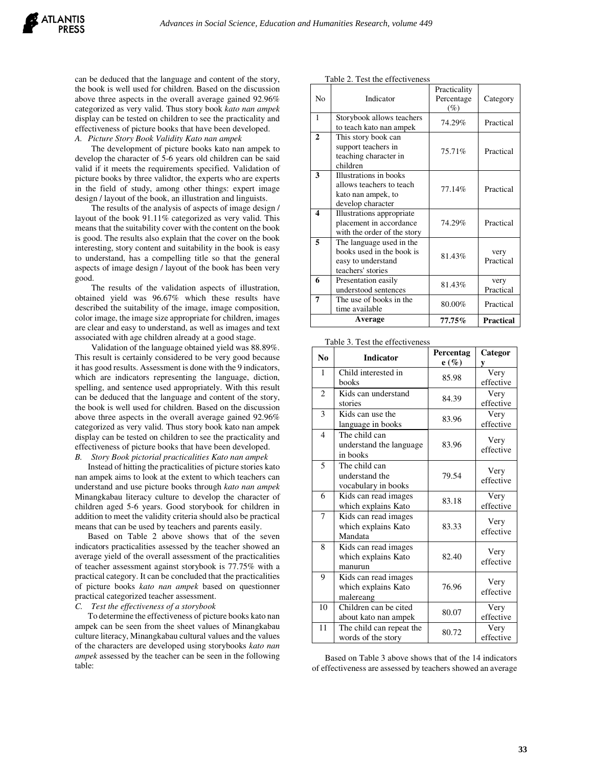can be deduced that the language and content of the story, the book is well used for children. Based on the discussion above three aspects in the overall average gained 92.96% categorized as very valid. Thus story book *kato nan ampek* display can be tested on children to see the practicality and effectiveness of picture books that have been developed.

*A. Picture Story Book Validity Kato nan ampek*

The development of picture books kato nan ampek to develop the character of 5-6 years old children can be said valid if it meets the requirements specified. Validation of picture books by three validtor, the experts who are experts in the field of study, among other things: expert image design / layout of the book, an illustration and linguists.

The results of the analysis of aspects of image design / layout of the book 91.11% categorized as very valid. This means that the suitability cover with the content on the book is good. The results also explain that the cover on the book interesting, story content and suitability in the book is easy to understand, has a compelling title so that the general aspects of image design / layout of the book has been very good.

The results of the validation aspects of illustration, obtained yield was 96.67% which these results have described the suitability of the image, image composition, color image, the image size appropriate for children, images are clear and easy to understand, as well as images and text associated with age children already at a good stage.

Validation of the language obtained yield was 88.89%. This result is certainly considered to be very good because it has good results. Assessment is done with the 9 indicators, which are indicators representing the language, diction, spelling, and sentence used appropriately. With this result can be deduced that the language and content of the story, the book is well used for children. Based on the discussion above three aspects in the overall average gained 92.96% categorized as very valid. Thus story book kato nan ampek display can be tested on children to see the practicality and effectiveness of picture books that have been developed.

*B. Story Book pictorial practicalities Kato nan ampek*

Instead of hitting the practicalities of picture stories kato nan ampek aims to look at the extent to which teachers can understand and use picture books through *kato nan ampek* Minangkabau literacy culture to develop the character of children aged 5-6 years. Good storybook for children in addition to meet the validity criteria should also be practical means that can be used by teachers and parents easily.

Based on Table 2 above shows that of the seven indicators practicalities assessed by the teacher showed an average yield of the overall assessment of the practicalities of teacher assessment against storybook is 77.75% with a practical category. It can be concluded that the practicalities of picture books *kato nan ampek* based on questionner practical categorized teacher assessment.

*C. Test the effectiveness of a storybook*

To determine the effectiveness of picture books kato nan ampek can be seen from the sheet values of Minangkabau culture literacy, Minangkabau cultural values and the values of the characters are developed using storybooks *kato nan ampek* assessed by the teacher can be seen in the following table:

Table 2. Test the effectiveness

| No | Indicator | Practicality Percentage (%) | Category |
|---|---|---|---|
| 1 | Storybook allows teachers to teach kato nan ampek | 74.29% | Practical |
| **2** | This story book can support teachers in teaching character in children | 75.71% | Practical |
| **3** | Illustrations in books allows teachers to teach kato nan ampek, to develop character | 77.14% | Practical |
| **4** | Illustrations appropriate placement in accordance with the order of the story | 74.29% | Practical |
| **5** | The language used in the books used in the book is easy to understand teachers' stories | 81.43% | very Practical |
| **6** | Presentation easily understood sentences | 81.43% | very Practical |
| **7** | The use of books in the time available | 80.00% | Practical |
| | **Average** | **77.75%** | **Practical** |

Table 3. Test the effectiveness

| **No** | **Indicator** | **Percentage (%)** | **Category** |
|---|---|---|---|
| 1 | Child interested in books | 85.98 | Very effective |
| 2 | Kids can understand stories | 84.39 | Very effective |
| 3 | Kids can use the language in books | 83.96 | Very effective |
| 4 | The child can understand the language in books | 83.96 | Very effective |
| 5 | The child can understand the vocabulary in books | 79.54 | Very effective |
| 6 | Kids can read images which explains Kato | 83.18 | Very effective |
| 7 | Kids can read images which explains Kato Mandata | 83.33 | Very effective |
| 8 | Kids can read images which explains Kato manurun | 82.40 | Very effective |
| 9 | Kids can read images which explains Kato malereang | 76.96 | Very effective |
| 10 | Children can be cited about kato nan ampek | 80.07 | Very effective |
| 11 | The child can repeat the words of the story | 80.72 | Very effective |

Based on Table 3 above shows that of the 14 indicators of effectiveness are assessed by teachers showed an average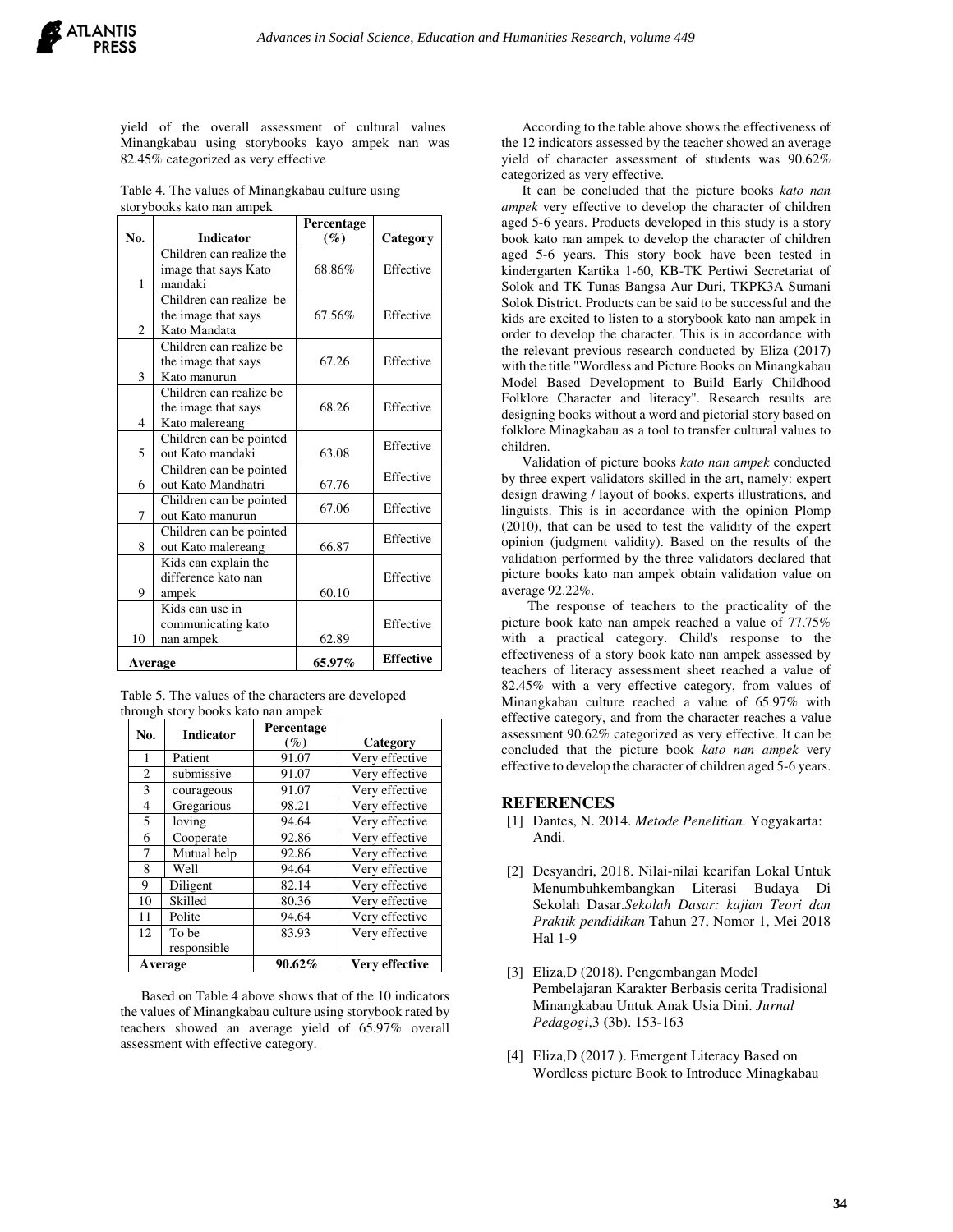yield of the overall assessment of cultural values Minangkabau using storybooks kayo ampek nan was 82.45% categorized as very effective

Table 4. The values of Minangkabau culture using storybooks kato nan ampek

| No. | Indicator | Percentage (%) | Category |
|---|---|---|---|
| 1 | Children can realize the image that says Kato mandaki | 68.86% | Effective |
| 2 | Children can realize be the image that says Kato Mandata | 67.56% | Effective |
| 3 | Children can realize be the image that says Kato manurun | 67.26 | Effective |
| 4 | Children can realize be the image that says Kato malereang | 68.26 | Effective |
| 5 | Children can be pointed out Kato mandaki | 63.08 | Effective |
| 6 | Children can be pointed out Kato Mandhatri | 67.76 | Effective |
| 7 | Children can be pointed out Kato manurun | 67.06 | Effective |
| 8 | Children can be pointed out Kato malereang | 66.87 | Effective |
| 9 | Kids can explain the difference kato nan ampek | 60.10 | Effective |
| 10 | Kids can use in communicating kato nan ampek | 62.89 | Effective |
| **Average** | | **65.97%** | **Effective** |

Table 5. The values of the characters are developed through story books kato nan ampek

| No. | Indicator | Percentage (%) | Category |
|---|---|---|---|
| 1 | Patient | 91.07 | Very effective |
| 2 | submissive | 91.07 | Very effective |
| 3 | courageous | 91.07 | Very effective |
| 4 | Gregarious | 98.21 | Very effective |
| 5 | loving | 94.64 | Very effective |
| 6 | Cooperate | 92.86 | Very effective |
| 7 | Mutual help | 92.86 | Very effective |
| 8 | Well | 94.64 | Very effective |
| 9 | Diligent | 82.14 | Very effective |
| 10 | Skilled | 80.36 | Very effective |
| 11 | Polite | 94.64 | Very effective |
| 12 | To be responsible | 83.93 | Very effective |
| **Average** | | **90.62%** | **Very effective** |

Based on Table 4 above shows that of the 10 indicators the values of Minangkabau culture using storybook rated by teachers showed an average yield of 65.97% overall assessment with effective category.

According to the table above shows the effectiveness of the 12 indicators assessed by the teacher showed an average yield of character assessment of students was 90.62% categorized as very effective.

It can be concluded that the picture books *kato nan ampek* very effective to develop the character of children aged 5-6 years. Products developed in this study is a story book kato nan ampek to develop the character of children aged 5-6 years. This story book have been tested in kindergarten Kartika 1-60, KB-TK Pertiwi Secretariat of Solok and TK Tunas Bangsa Aur Duri, TKPK3A Sumani Solok District. Products can be said to be successful and the kids are excited to listen to a storybook kato nan ampek in order to develop the character. This is in accordance with the relevant previous research conducted by Eliza (2017) with the title "Wordless and Picture Books on Minangkabau Model Based Development to Build Early Childhood Folklore Character and literacy". Research results are designing books without a word and pictorial story based on folklore Minagkabau as a tool to transfer cultural values to children.

Validation of picture books *kato nan ampek* conducted by three expert validators skilled in the art, namely: expert design drawing / layout of books, experts illustrations, and linguists. This is in accordance with the opinion Plomp (2010), that can be used to test the validity of the expert opinion (judgment validity). Based on the results of the validation performed by the three validators declared that picture books kato nan ampek obtain validation value on average 92.22%.

The response of teachers to the practicality of the picture book kato nan ampek reached a value of 77.75% with a practical category. Child's response to the effectiveness of a story book kato nan ampek assessed by teachers of literacy assessment sheet reached a value of 82.45% with a very effective category, from values of Minangkabau culture reached a value of 65.97% with effective category, and from the character reaches a value assessment 90.62% categorized as very effective. It can be concluded that the picture book *kato nan ampek* very effective to develop the character of children aged 5-6 years.

## REFERENCES

[1] Dantes, N. 2014. *Metode Penelitian.* Yogyakarta: Andi.

[2] Desyandri, 2018. Nilai-nilai kearifan Lokal Untuk Menumbuhkembangkan Literasi Budaya Di Sekolah Dasar.*Sekolah Dasar: kajian Teori dan Praktik pendidikan* Tahun 27, Nomor 1, Mei 2018 Hal 1-9

[3] Eliza,D (2018). Pengembangan Model Pembelajaran Karakter Berbasis cerita Tradisional Minangkabau Untuk Anak Usia Dini. *Jurnal Pedagogi*,3 (3b). 153-163

[4] Eliza,D (2017 ). Emergent Literacy Based on Wordless picture Book to Introduce Minagkabau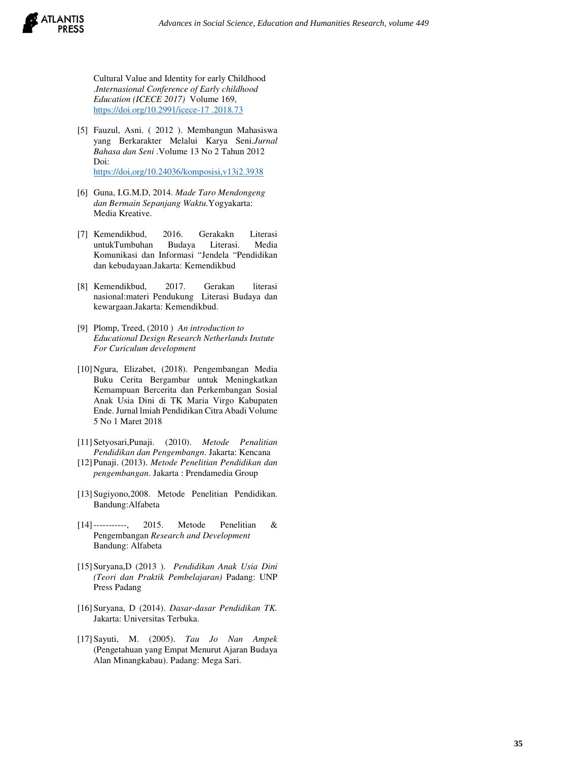Cultural Value and Identity for early Childhood .*Internasional Conference of Early childhood Education (ICECE 2017)* Volume 169, https://doi.org/10.2991/icece-17 .2018.73

[5] Fauzul, Asni. ( 2012 ). Membangun Mahasiswa yang Berkarakter Melalui Karya Seni.*Jurnal Bahasa dan Seni* .Volume 13 No 2 Tahun 2012 Doi: https://doi,org/10.24036/komposisi,v13i2.3938

[6] Guna, I.G.M.D, 2014. *Made Taro Mendongeng dan Bermain Sepanjang Waktu.*Yogyakarta: Media Kreative.

[7] Kemendikbud, 2016. Gerakakn Literasi untukTumbuhan Budaya Literasi. Media Komunikasi dan Informasi "Jendela "Pendidikan dan kebudayaan.Jakarta: Kemendikbud

[8] Kemendikbud, 2017. Gerakan literasi nasional:materi Pendukung Literasi Budaya dan kewargaan.Jakarta: Kemendikbud.

[9] Plomp, Treed, (2010 ) *An introduction to Educational Design Research Netherlands Instute For Curiculum development*

[10] Ngura, Elizabet, (2018). Pengembangan Media Buku Cerita Bergambar untuk Meningkatkan Kemampuan Bercerita dan Perkembangan Sosial Anak Usia Dini di TK Maria Virgo Kabupaten Ende. Jurnal lmiah Pendidikan Citra Abadi Volume 5 No 1 Maret 2018

[11] Setyosari,Punaji. (2010). *Metode Penalitian Pendidikan dan Pengembangn*. Jakarta: Kencana

[12] Punaji. (2013). *Metode Penelitian Pendidikan dan pengembangan*. Jakarta : Prendamedia Group

[13] Sugiyono,2008. Metode Penelitian Pendidikan. Bandung:Alfabeta

[14] -----------, 2015. Metode Penelitian & Pengembangan *Research and Development* Bandung: Alfabeta

[15] Suryana,D (2013 ). *Pendidikan Anak Usia Dini (Teori dan Praktik Pembelajaran)* Padang: UNP Press Padang

[16] Suryana, D (2014). *Dasar-dasar Pendidikan TK.* Jakarta: Universitas Terbuka.

[17] Sayuti, M. (2005). *Tau Jo Nan Ampek* (Pengetahuan yang Empat Menurut Ajaran Budaya Alan Minangkabau). Padang: Mega Sari.